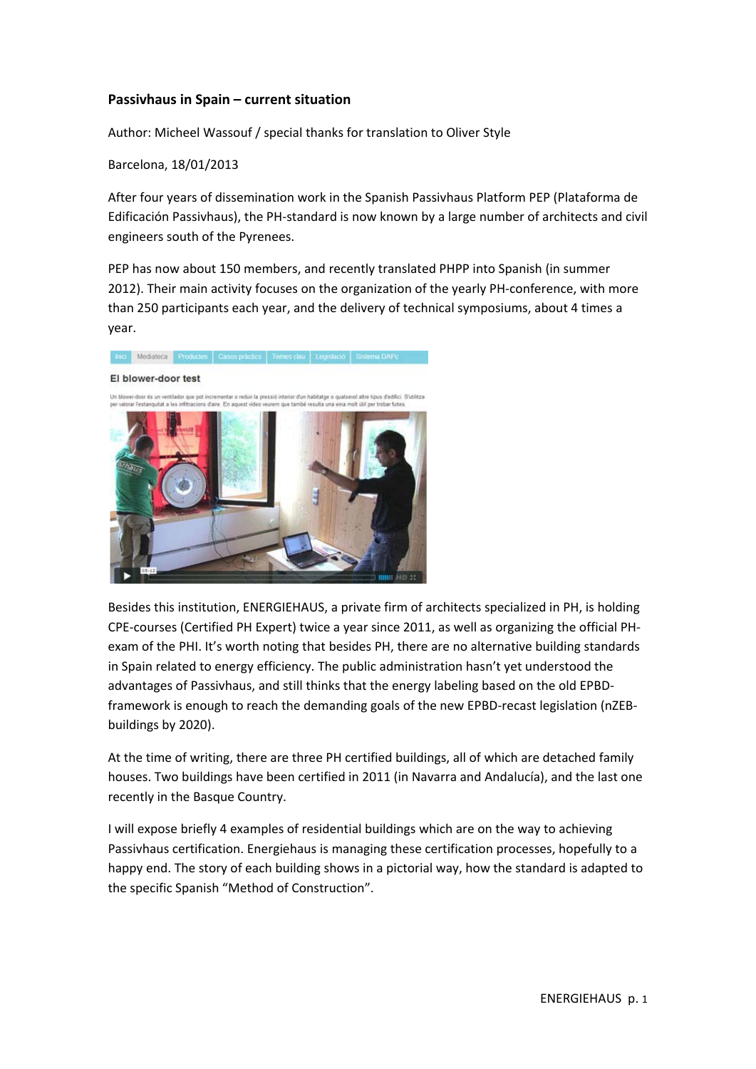**Passivhaus in Spain – current situation**

Author: Micheel Wassouf / special thanks for translation to Oliver Style

Barcelona, 18/01/2013

After four years of dissemination work in the Spanish Passivhaus Platform PEP (Plataforma de Edificación Passivhaus), the PH-standard is now known by a large number of architects and civil engineers south of the Pyrenees.

PEP has now about 150 members, and recently translated PHPP into Spanish (in summer 2012). Their main activity focuses on the organization of the yearly PH-conference, with more than 250 participants each year, and the delivery of technical symposiums, about 4 times a year.

Besides this institution, ENERGIEHAUS, a private firm of architects specialized in PH, is holding CPE-courses (Certified PH Expert) twice a year since 2011, as well as organizing the official PH-exam of the PHI. It's worth noting that besides PH, there are no alternative building standards in Spain related to energy efficiency. The public administration hasn't yet understood the advantages of Passivhaus, and still thinks that the energy labeling based on the old EPBD-framework is enough to reach the demanding goals of the new EPBD-recast legislation (nZEB-buildings by 2020).

At the time of writing, there are three PH certified buildings, all of which are detached family houses. Two buildings have been certified in 2011 (in Navarra and Andalucía), and the last one recently in the Basque Country.

I will expose briefly 4 examples of residential buildings which are on the way to achieving Passivhaus certification. Energiehaus is managing these certification processes, hopefully to a happy end. The story of each building shows in a pictorial way, how the standard is adapted to the specific Spanish "Method of Construction".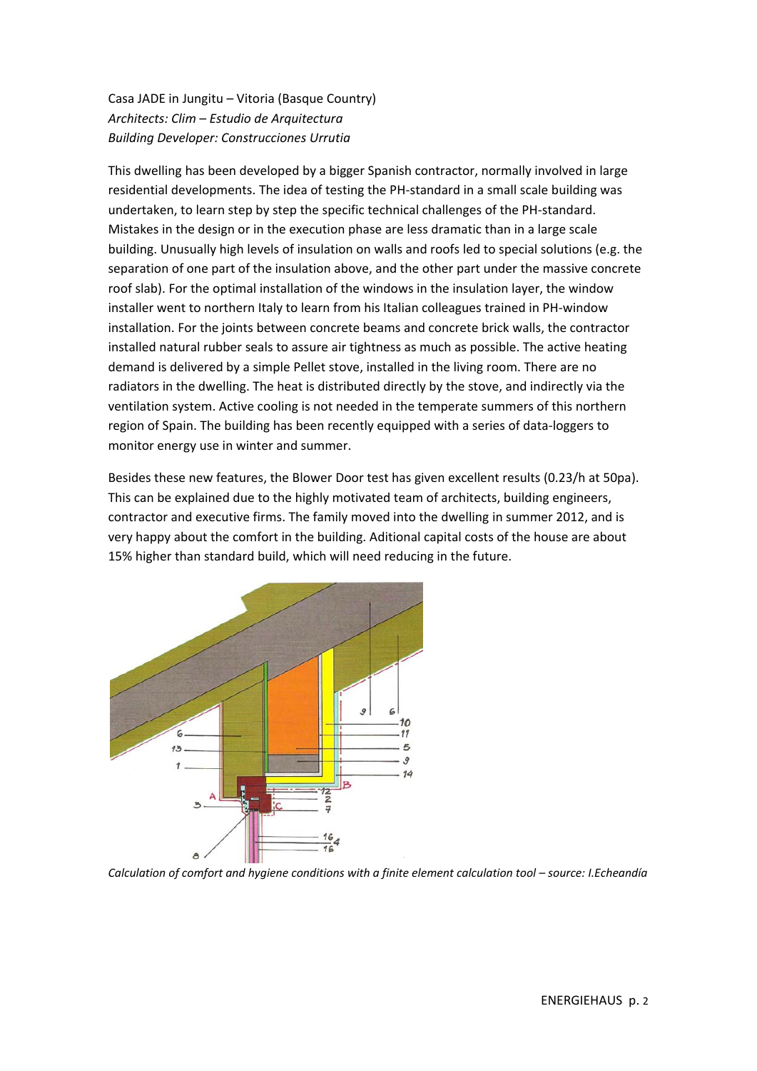Casa JADE in Jungitu – Vitoria (Basque Country)
*Architects: Clim – Estudio de Arquitectura*
*Building Developer: Construcciones Urrutia*

This dwelling has been developed by a bigger Spanish contractor, normally involved in large residential developments. The idea of testing the PH-standard in a small scale building was undertaken, to learn step by step the specific technical challenges of the PH-standard. Mistakes in the design or in the execution phase are less dramatic than in a large scale building. Unusually high levels of insulation on walls and roofs led to special solutions (e.g. the separation of one part of the insulation above, and the other part under the massive concrete roof slab). For the optimal installation of the windows in the insulation layer, the window installer went to northern Italy to learn from his Italian colleagues trained in PH-window installation. For the joints between concrete beams and concrete brick walls, the contractor installed natural rubber seals to assure air tightness as much as possible. The active heating demand is delivered by a simple Pellet stove, installed in the living room. There are no radiators in the dwelling. The heat is distributed directly by the stove, and indirectly via the ventilation system. Active cooling is not needed in the temperate summers of this northern region of Spain. The building has been recently equipped with a series of data-loggers to monitor energy use in winter and summer.

Besides these new features, the Blower Door test has given excellent results (0.23/h at 50pa). This can be explained due to the highly motivated team of architects, building engineers, contractor and executive firms. The family moved into the dwelling in summer 2012, and is very happy about the comfort in the building. Aditional capital costs of the house are about 15% higher than standard build, which will need reducing in the future.

*Calculation of comfort and hygiene conditions with a finite element calculation tool – source: I.Echeandía*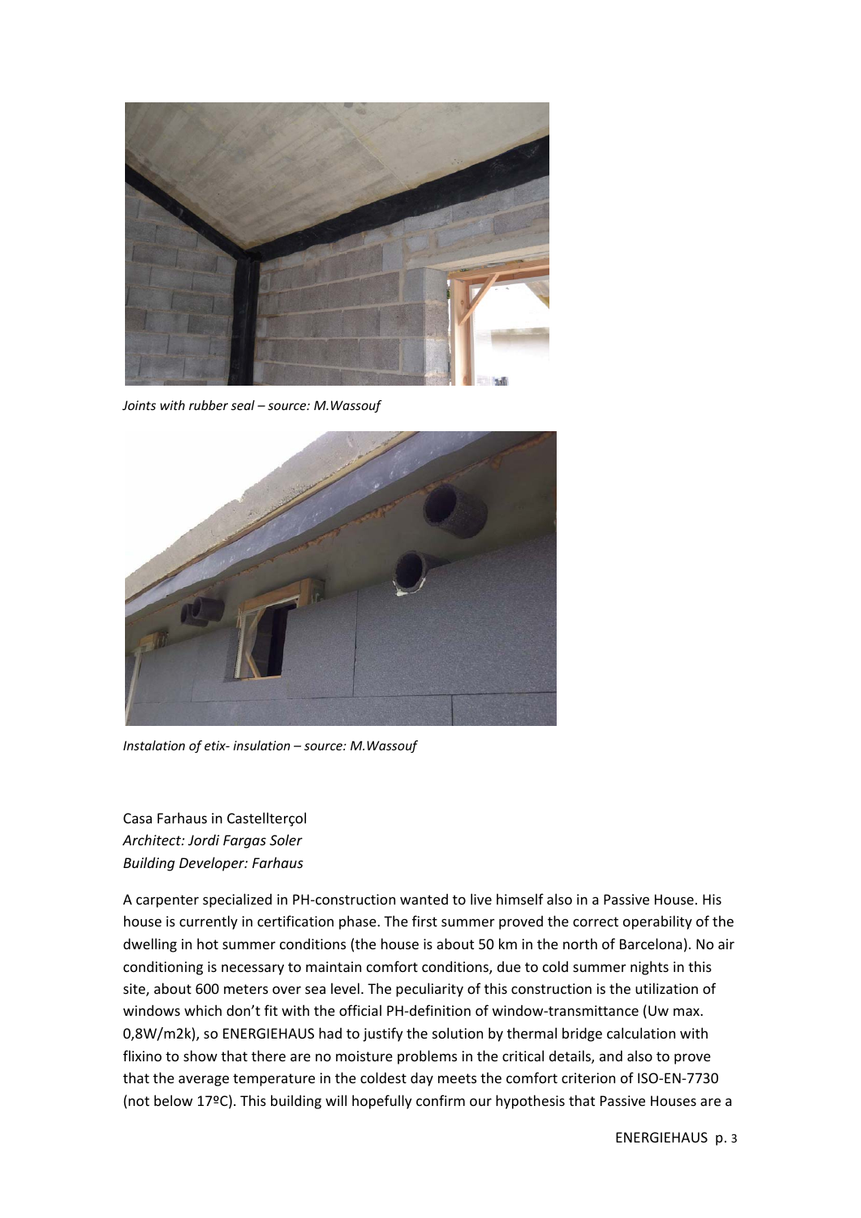*Joints with rubber seal – source: M.Wassouf*

*Instalation of etix- insulation – source: M.Wassouf*

Casa Farhaus in Castellterçol
*Architect: Jordi Fargas Soler*
*Building Developer: Farhaus*

A carpenter specialized in PH-construction wanted to live himself also in a Passive House. His house is currently in certification phase. The first summer proved the correct operability of the dwelling in hot summer conditions (the house is about 50 km in the north of Barcelona). No air conditioning is necessary to maintain comfort conditions, due to cold summer nights in this site, about 600 meters over sea level. The peculiarity of this construction is the utilization of windows which don't fit with the official PH-definition of window-transmittance (Uw max. 0,8W/m2k), so ENERGIEHAUS had to justify the solution by thermal bridge calculation with flixino to show that there are no moisture problems in the critical details, and also to prove that the average temperature in the coldest day meets the comfort criterion of ISO-EN-7730 (not below 17ºC). This building will hopefully confirm our hypothesis that Passive Houses are a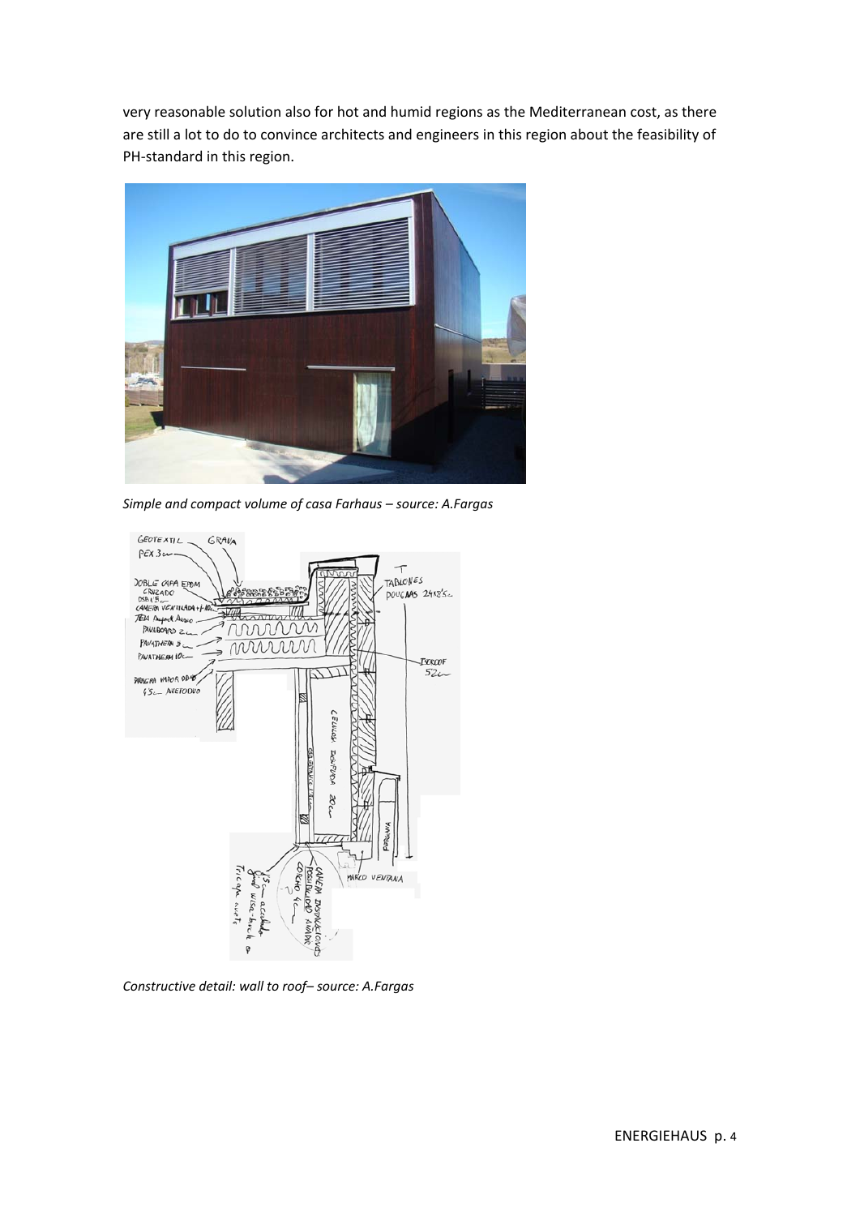very reasonable solution also for hot and humid regions as the Mediterranean cost, as there are still a lot to do to convince architects and engineers in this region about the feasibility of PH-standard in this region.

*Simple and compact volume of casa Farhaus – source: A.Fargas*

*Constructive detail: wall to roof– source: A.Fargas*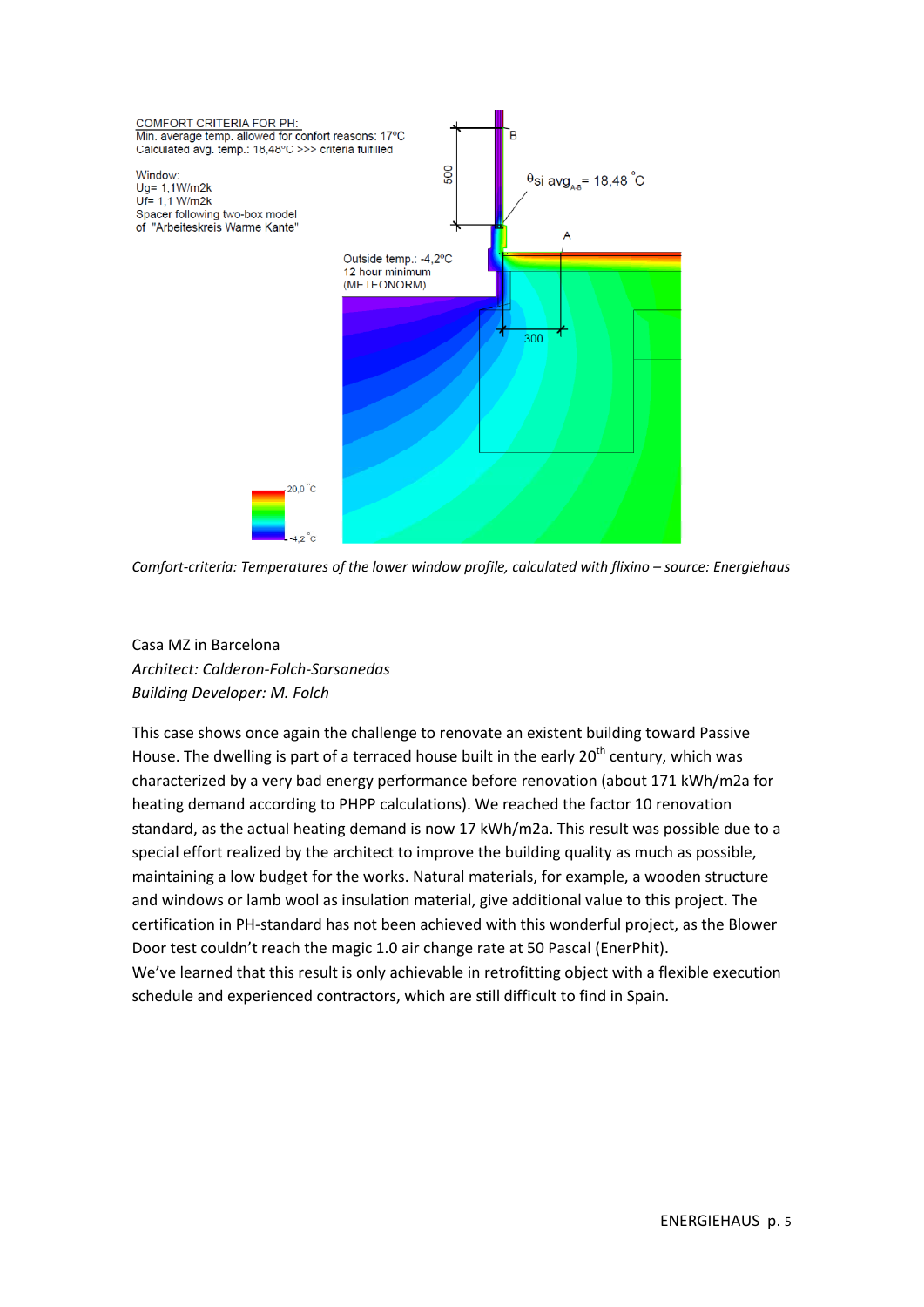COMFORT CRITERIA FOR PH:
Min. average temp. allowed for confort reasons: 17ºC
Calculated avg. temp.: 18,48ºC >>> criteria fulfilled

Window:
Ug= 1,1W/m2k
Uf= 1,1 W/m2k
Spacer following two-box model of "Arbeiteskreis Warme Kante"

Outside temp.: -4,2ºC
12 hour minimum
(METEONORM)

$\theta_{si}$ $avg_{A-B}$ = 18,48 °C

*Comfort-criteria: Temperatures of the lower window profile, calculated with flixino – source: Energiehaus*

Casa MZ in Barcelona
*Architect: Calderon-Folch-Sarsanedas*
*Building Developer: M. Folch*

This case shows once again the challenge to renovate an existent building toward Passive House. The dwelling is part of a terraced house built in the early 20th century, which was characterized by a very bad energy performance before renovation (about 171 kWh/m2a for heating demand according to PHPP calculations). We reached the factor 10 renovation standard, as the actual heating demand is now 17 kWh/m2a. This result was possible due to a special effort realized by the architect to improve the building quality as much as possible, maintaining a low budget for the works. Natural materials, for example, a wooden structure and windows or lamb wool as insulation material, give additional value to this project. The certification in PH-standard has not been achieved with this wonderful project, as the Blower Door test couldn't reach the magic 1.0 air change rate at 50 Pascal (EnerPhit).
We've learned that this result is only achievable in retrofitting object with a flexible execution schedule and experienced contractors, which are still difficult to find in Spain.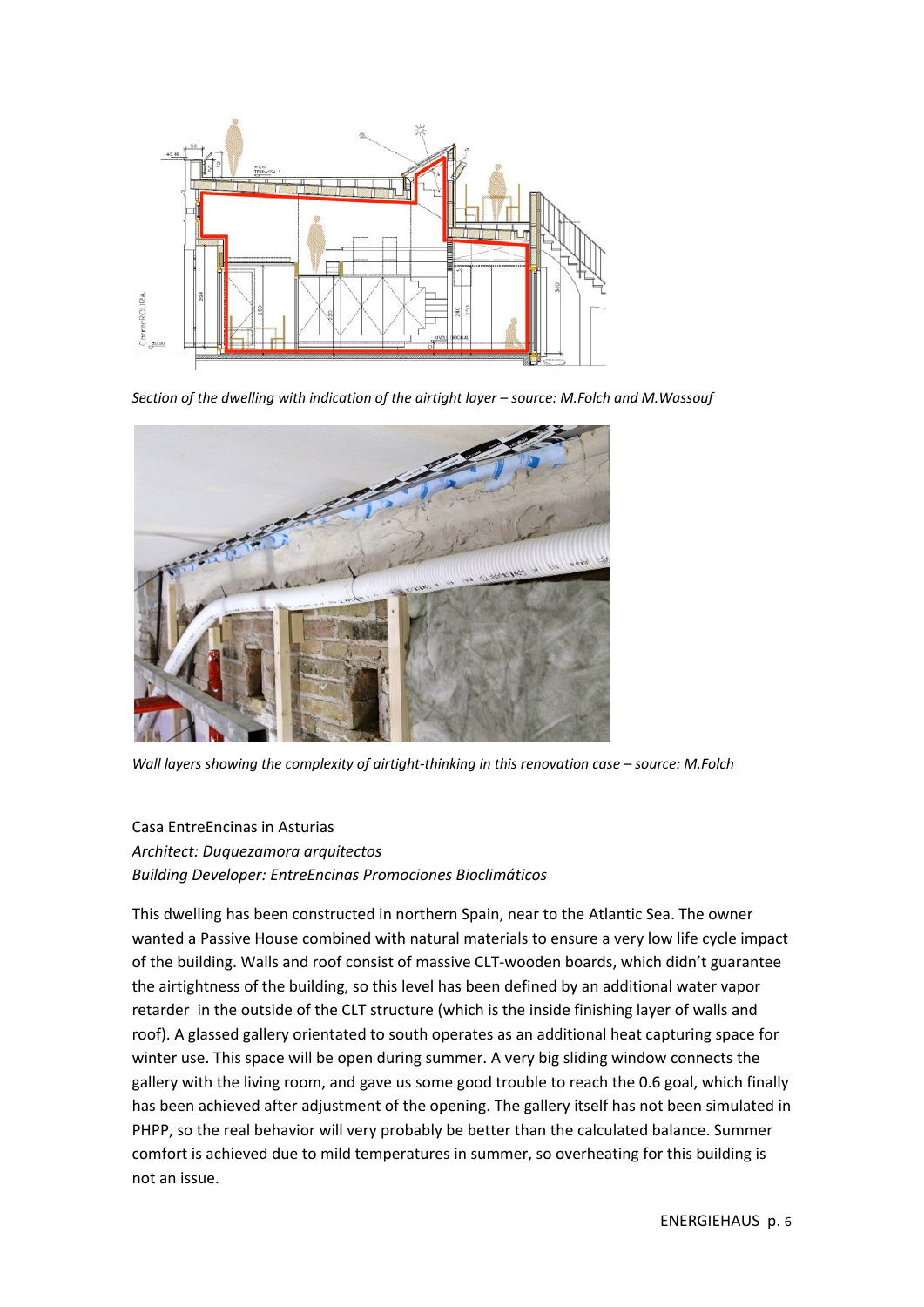*Section of the dwelling with indication of the airtight layer – source: M.Folch and M.Wassouf*

*Wall layers showing the complexity of airtight-thinking in this renovation case – source: M.Folch*

Casa EntreEncinas in Asturias
*Architect: Duquezamora arquitectos*
*Building Developer: EntreEncinas Promociones Bioclimáticos*

This dwelling has been constructed in northern Spain, near to the Atlantic Sea. The owner wanted a Passive House combined with natural materials to ensure a very low life cycle impact of the building. Walls and roof consist of massive CLT-wooden boards, which didn't guarantee the airtightness of the building, so this level has been defined by an additional water vapor retarder in the outside of the CLT structure (which is the inside finishing layer of walls and roof). A glassed gallery orientated to south operates as an additional heat capturing space for winter use. This space will be open during summer. A very big sliding window connects the gallery with the living room, and gave us some good trouble to reach the 0.6 goal, which finally has been achieved after adjustment of the opening. The gallery itself has not been simulated in PHPP, so the real behavior will very probably be better than the calculated balance. Summer comfort is achieved due to mild temperatures in summer, so overheating for this building is not an issue.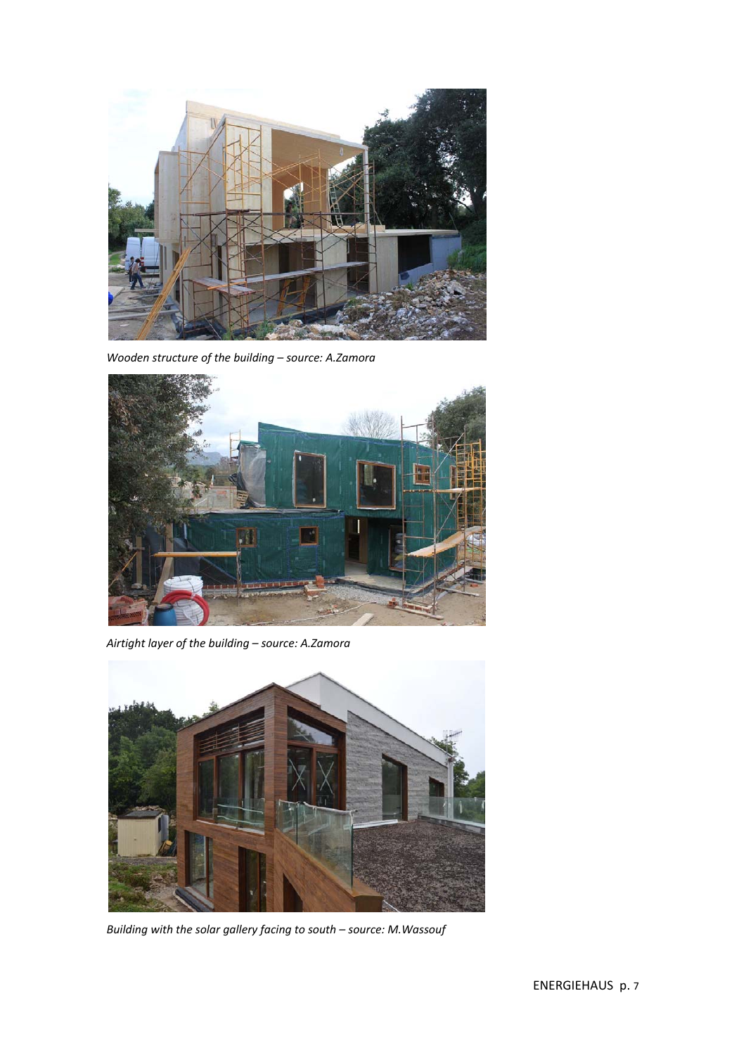*Wooden structure of the building – source: A.Zamora*

*Airtight layer of the building – source: A.Zamora*

*Building with the solar gallery facing to south – source: M.Wassouf*